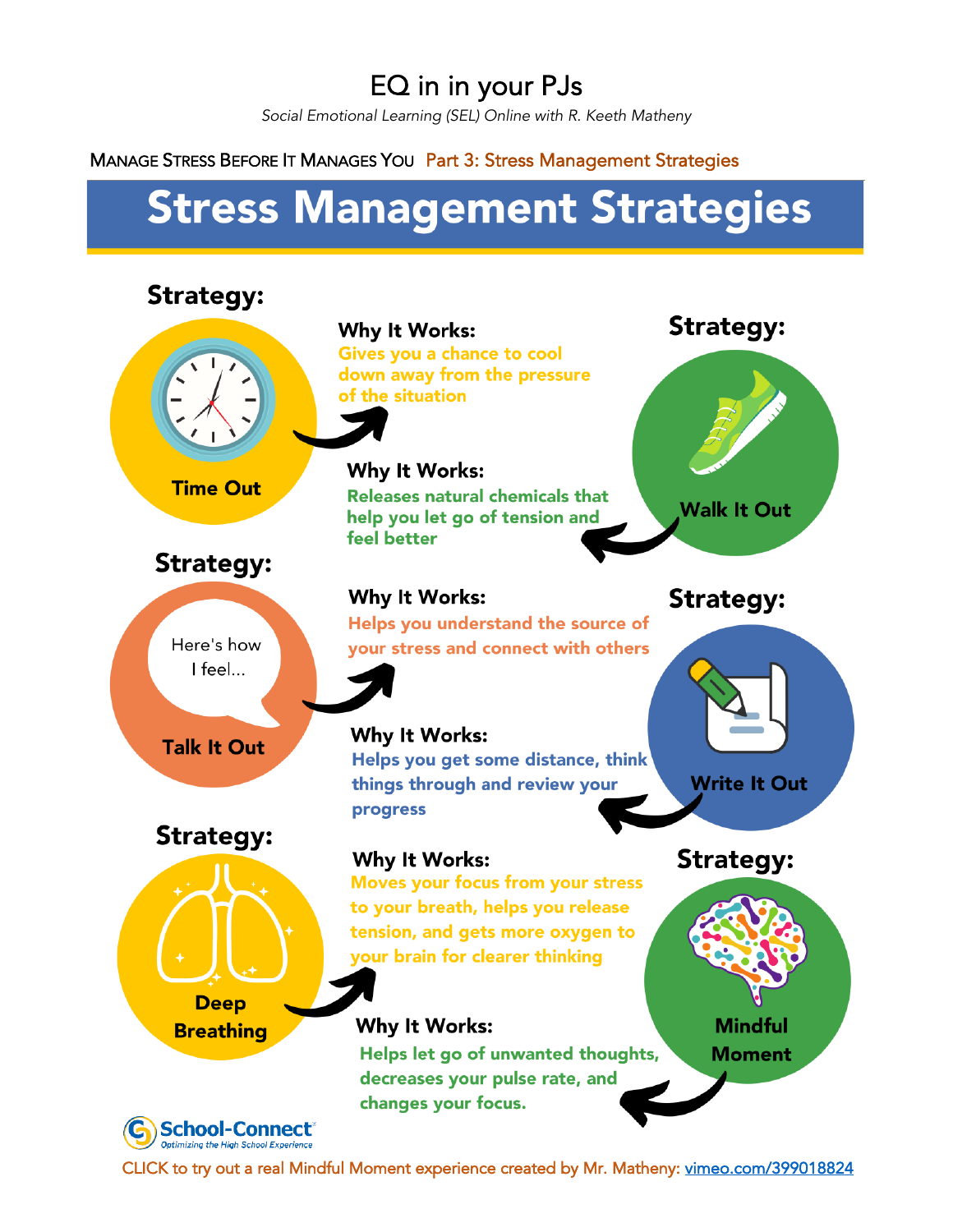# EQ in in your PJs

*Social Emotional Learning (SEL) Online with R. Keeth Matheny*

MANAGE STRESS BEFORE IT MANAGES YOU Part 3: Stress Management Strategies

## Stress Management Strategies

**Strategy:** Time Out

**Why It Works:** Gives you a chance to cool down away from the pressure of the situation

**Strategy:** Walk It Out

**Why It Works:** Releases natural chemicals that help you let go of tension and feel better

**Strategy:** Talk It Out

Here's how I feel...

**Why It Works:** Helps you understand the source of your stress and connect with others

**Strategy:** Write It Out

**Why It Works:** Helps you get some distance, think things through and review your progress

**Strategy:** Deep Breathing

**Why It Works:** Moves your focus from your stress to your breath, helps you release tension, and gets more oxygen to your brain for clearer thinking

**Strategy:** Mindful Moment

**Why It Works:** Helps let go of unwanted thoughts, decreases your pulse rate, and changes your focus.

School-Connect — Optimizing the High School Experience

CLICK to try out a real Mindful Moment experience created by Mr. Matheny: vimeo.com/399018824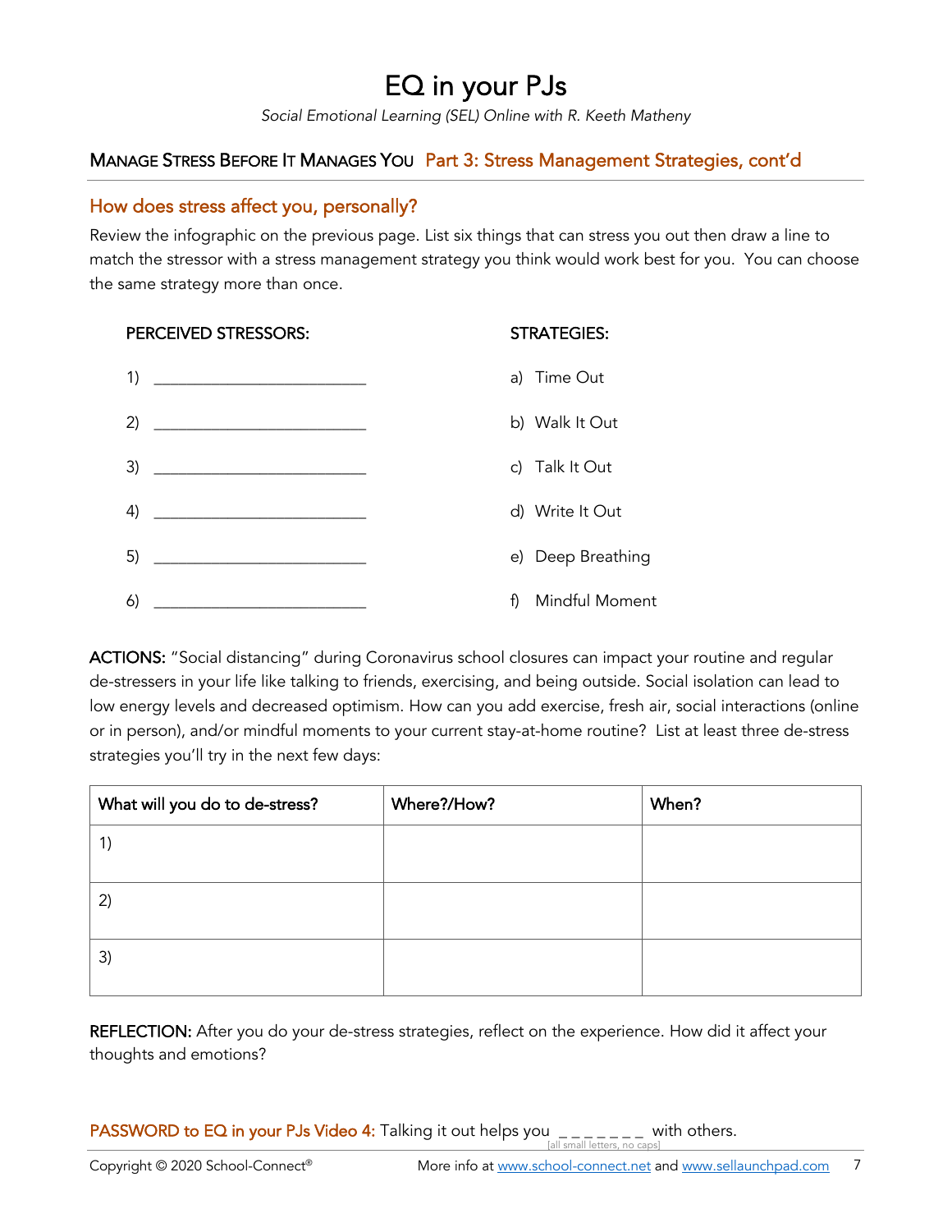# EQ in your PJs

*Social Emotional Learning (SEL) Online with R. Keeth Matheny*

## MANAGE STRESS BEFORE IT MANAGES YOU Part 3: Stress Management Strategies, cont'd

### How does stress affect you, personally?

Review the infographic on the previous page. List six things that can stress you out then draw a line to match the stressor with a stress management strategy you think would work best for you. You can choose the same strategy more than once.

| PERCEIVED STRESSORS: | STRATEGIES: |
|---|---|
| 1) ________________________ | a) Time Out |
| 2) ________________________ | b) Walk It Out |
| 3) ________________________ | c) Talk It Out |
| 4) ________________________ | d) Write It Out |
| 5) ________________________ | e) Deep Breathing |
| 6) ________________________ | f) Mindful Moment |

**ACTIONS:** "Social distancing" during Coronavirus school closures can impact your routine and regular de-stressers in your life like talking to friends, exercising, and being outside. Social isolation can lead to low energy levels and decreased optimism. How can you add exercise, fresh air, social interactions (online or in person), and/or mindful moments to your current stay-at-home routine? List at least three de-stress strategies you'll try in the next few days:

| What will you do to de-stress? | Where?/How? | When? |
|---|---|---|
| 1) | | |
| 2) | | |
| 3) | | |

**REFLECTION:** After you do your de-stress strategies, reflect on the experience. How did it affect your thoughts and emotions?

**PASSWORD to EQ in your PJs Video 4:** Talking it out helps you _ _ _ _ _ _ _ with others.
[all small letters, no caps]

Copyright © 2020 School-Connect® More info at www.school-connect.net and www.sellaunchpad.com